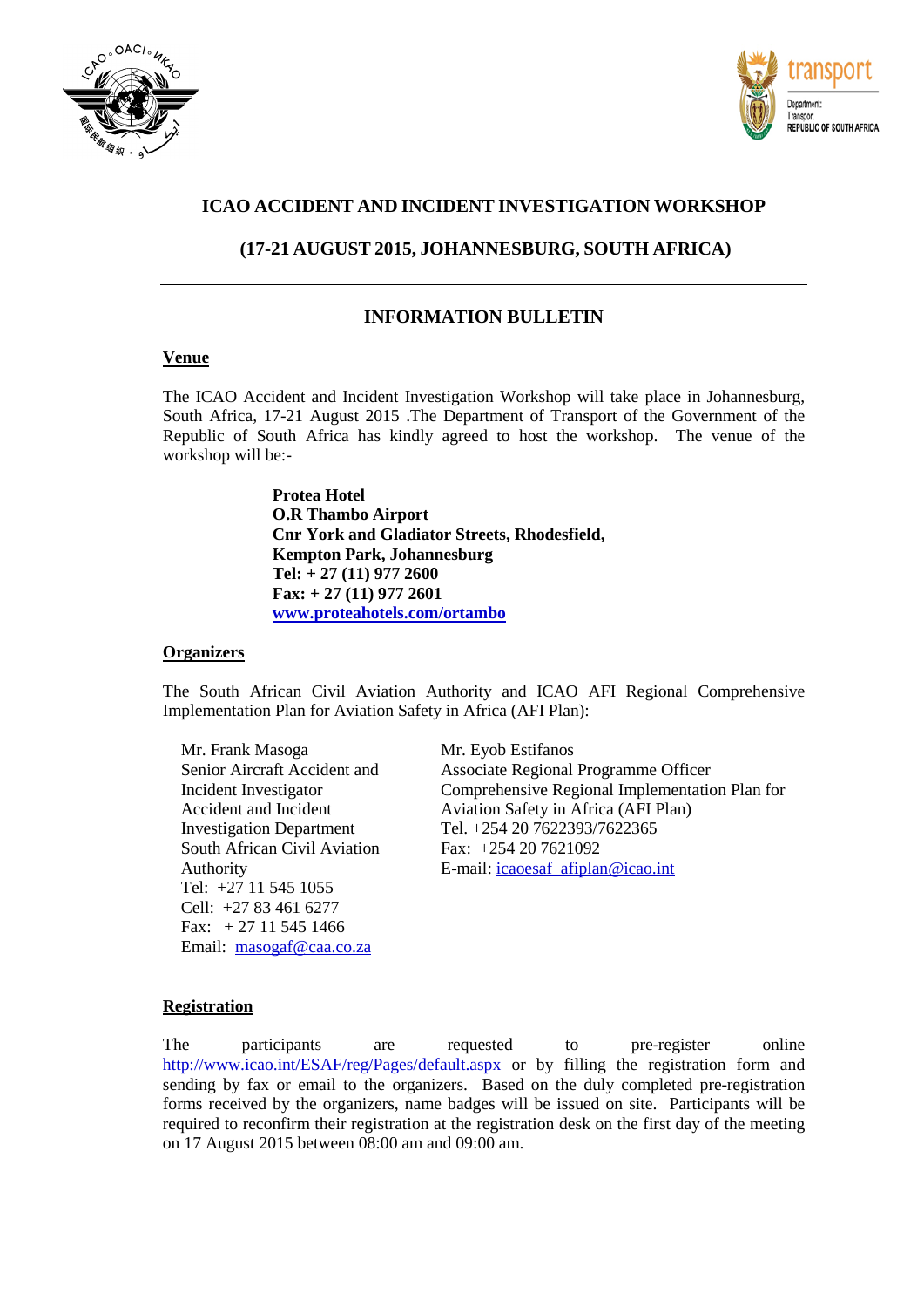# ICAO ACCIDENT AND INCIDENT INVESTIGATION WORKSHOP

## (17-21 AUGUST 2015, JOHANNESBURG, SOUTH AFRICA)

---

## INFORMATION BULLETIN

### Venue

The ICAO Accident and Incident Investigation Workshop will take place in Johannesburg, South Africa, 17-21 August 2015 .The Department of Transport of the Government of the Republic of South Africa has kindly agreed to host the workshop. The venue of the workshop will be:-

**Protea Hotel**
**O.R Thambo Airport**
**Cnr York and Gladiator Streets, Rhodesfield,**
**Kempton Park, Johannesburg**
**Tel: + 27 (11) 977 2600**
**Fax: + 27 (11) 977 2601**
**www.proteahotels.com/ortambo**

### Organizers

The South African Civil Aviation Authority and ICAO AFI Regional Comprehensive Implementation Plan for Aviation Safety in Africa (AFI Plan):

Mr. Frank Masoga
Senior Aircraft Accident and Incident Investigator
Accident and Incident Investigation Department
South African Civil Aviation Authority
Tel: +27 11 545 1055
Cell: +27 83 461 6277
Fax: + 27 11 545 1466
Email: masogaf@caa.co.za

Mr. Eyob Estifanos
Associate Regional Programme Officer
Comprehensive Regional Implementation Plan for Aviation Safety in Africa (AFI Plan)
Tel. +254 20 7622393/7622365
Fax: +254 20 7621092
E-mail: icaoesaf_afiplan@icao.int

### Registration

The participants are requested to pre-register online http://www.icao.int/ESAF/reg/Pages/default.aspx or by filling the registration form and sending by fax or email to the organizers. Based on the duly completed pre-registration forms received by the organizers, name badges will be issued on site. Participants will be required to reconfirm their registration at the registration desk on the first day of the meeting on 17 August 2015 between 08:00 am and 09:00 am.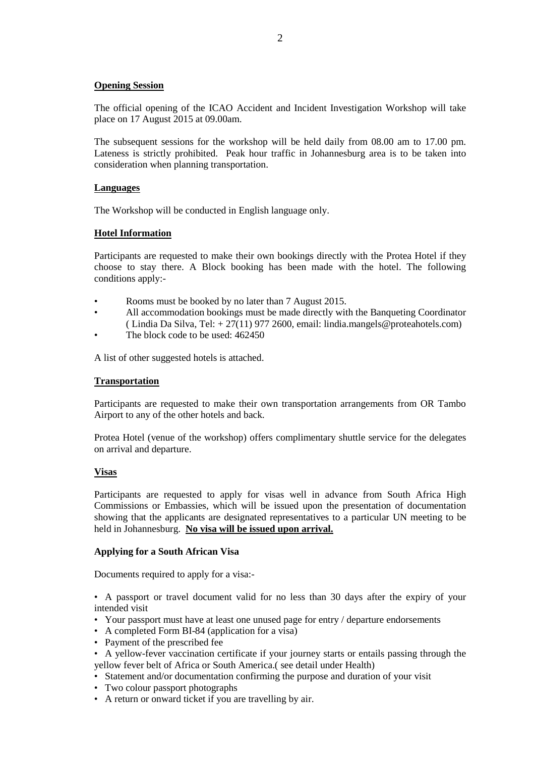**Opening Session**

The official opening of the ICAO Accident and Incident Investigation Workshop will take place on 17 August 2015 at 09.00am.

The subsequent sessions for the workshop will be held daily from 08.00 am to 17.00 pm. Lateness is strictly prohibited. Peak hour traffic in Johannesburg area is to be taken into consideration when planning transportation.

**Languages**

The Workshop will be conducted in English language only.

**Hotel Information**

Participants are requested to make their own bookings directly with the Protea Hotel if they choose to stay there. A Block booking has been made with the hotel. The following conditions apply:-

- Rooms must be booked by no later than 7 August 2015.
- All accommodation bookings must be made directly with the Banqueting Coordinator ( Lindia Da Silva, Tel: + 27(11) 977 2600, email: lindia.mangels@proteahotels.com)
- The block code to be used: 462450

A list of other suggested hotels is attached.

**Transportation**

Participants are requested to make their own transportation arrangements from OR Tambo Airport to any of the other hotels and back.

Protea Hotel (venue of the workshop) offers complimentary shuttle service for the delegates on arrival and departure.

**Visas**

Participants are requested to apply for visas well in advance from South Africa High Commissions or Embassies, which will be issued upon the presentation of documentation showing that the applicants are designated representatives to a particular UN meeting to be held in Johannesburg. **No visa will be issued upon arrival.**

**Applying for a South African Visa**

Documents required to apply for a visa:-

- A passport or travel document valid for no less than 30 days after the expiry of your intended visit
- Your passport must have at least one unused page for entry / departure endorsements
- A completed Form BI-84 (application for a visa)
- Payment of the prescribed fee
- A yellow-fever vaccination certificate if your journey starts or entails passing through the yellow fever belt of Africa or South America.( see detail under Health)
- Statement and/or documentation confirming the purpose and duration of your visit
- Two colour passport photographs
- A return or onward ticket if you are travelling by air.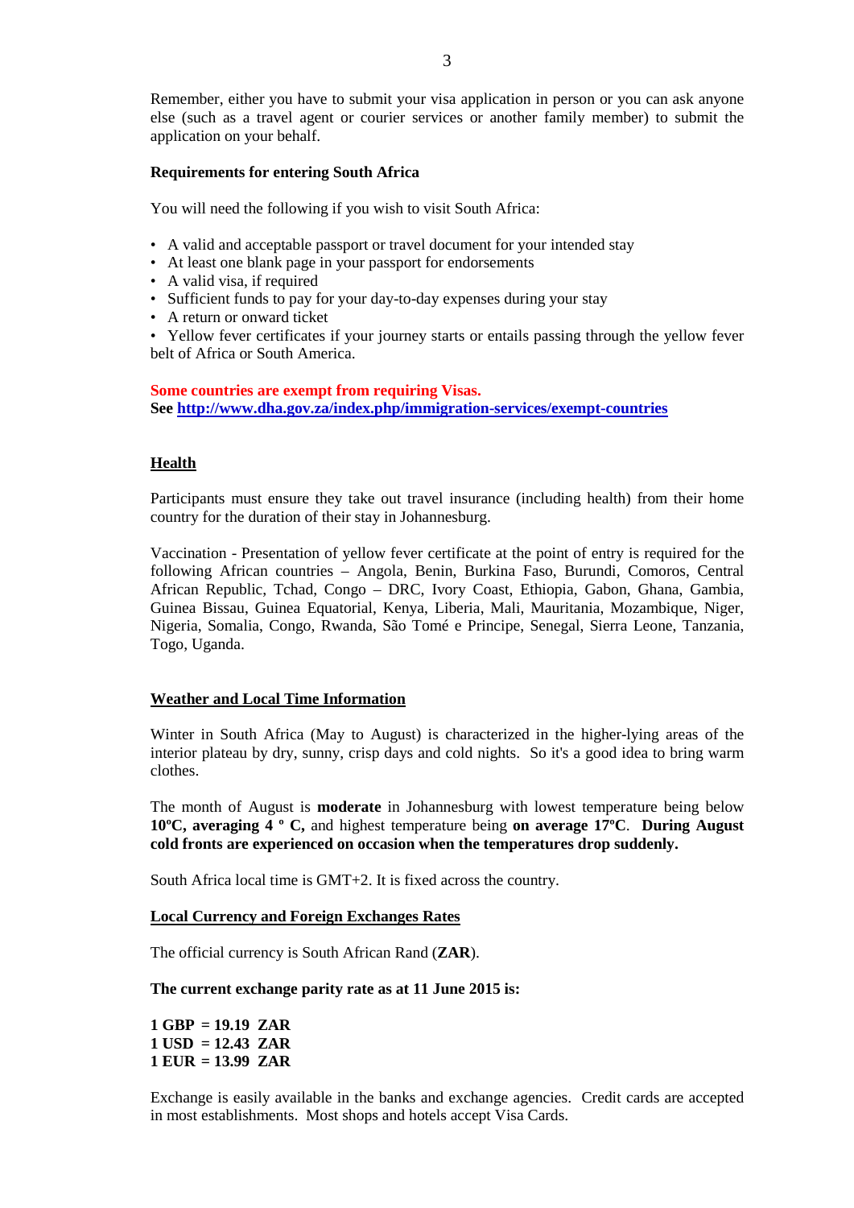Remember, either you have to submit your visa application in person or you can ask anyone else (such as a travel agent or courier services or another family member) to submit the application on your behalf.

**Requirements for entering South Africa**

You will need the following if you wish to visit South Africa:

- A valid and acceptable passport or travel document for your intended stay
- At least one blank page in your passport for endorsements
- A valid visa, if required
- Sufficient funds to pay for your day-to-day expenses during your stay
- A return or onward ticket
- Yellow fever certificates if your journey starts or entails passing through the yellow fever belt of Africa or South America.

**Some countries are exempt from requiring Visas.**
**See [http://www.dha.gov.za/index.php/immigration-services/exempt-countries](http://www.dha.gov.za/index.php/immigration-services/exempt-countries)**

## Health

Participants must ensure they take out travel insurance (including health) from their home country for the duration of their stay in Johannesburg.

Vaccination - Presentation of yellow fever certificate at the point of entry is required for the following African countries – Angola, Benin, Burkina Faso, Burundi, Comoros, Central African Republic, Tchad, Congo – DRC, Ivory Coast, Ethiopia, Gabon, Ghana, Gambia, Guinea Bissau, Guinea Equatorial, Kenya, Liberia, Mali, Mauritania, Mozambique, Niger, Nigeria, Somalia, Congo, Rwanda, São Tomé e Principe, Senegal, Sierra Leone, Tanzania, Togo, Uganda.

## Weather and Local Time Information

Winter in South Africa (May to August) is characterized in the higher-lying areas of the interior plateau by dry, sunny, crisp days and cold nights. So it's a good idea to bring warm clothes.

The month of August is **moderate** in Johannesburg with lowest temperature being below **10ºC, averaging 4 º C,** and highest temperature being **on average 17ºC**. **During August cold fronts are experienced on occasion when the temperatures drop suddenly.**

South Africa local time is GMT+2. It is fixed across the country.

## Local Currency and Foreign Exchanges Rates

The official currency is South African Rand (**ZAR**).

**The current exchange parity rate as at 11 June 2015 is:**

**1 GBP = 19.19 ZAR**
**1 USD = 12.43 ZAR**
**1 EUR = 13.99 ZAR**

Exchange is easily available in the banks and exchange agencies. Credit cards are accepted in most establishments. Most shops and hotels accept Visa Cards.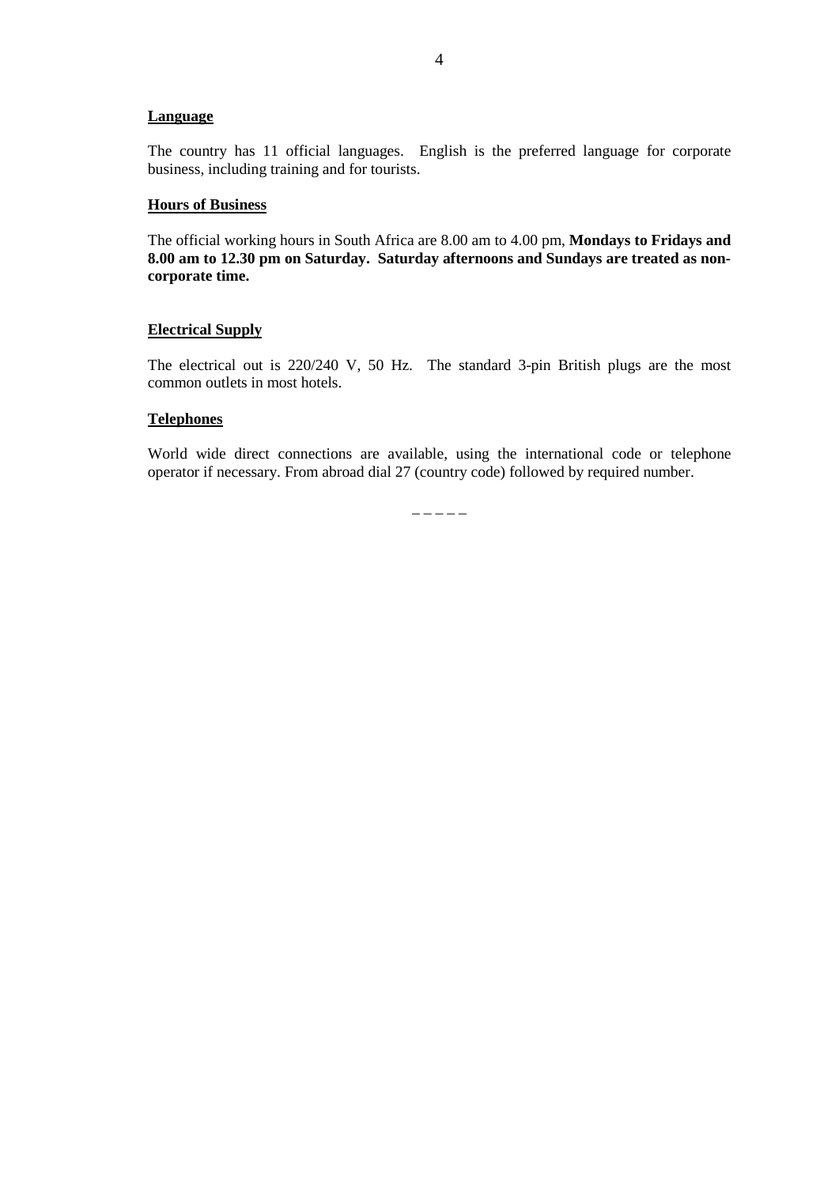**Language**

The country has 11 official languages. English is the preferred language for corporate business, including training and for tourists.

**Hours of Business**

The official working hours in South Africa are 8.00 am to 4.00 pm, **Mondays to Fridays and 8.00 am to 12.30 pm on Saturday. Saturday afternoons and Sundays are treated as non-corporate time.**

**Electrical Supply**

The electrical out is 220/240 V, 50 Hz. The standard 3-pin British plugs are the most common outlets in most hotels.

**Telephones**

World wide direct connections are available, using the international code or telephone operator if necessary. From abroad dial 27 (country code) followed by required number.

_ _ _ _ _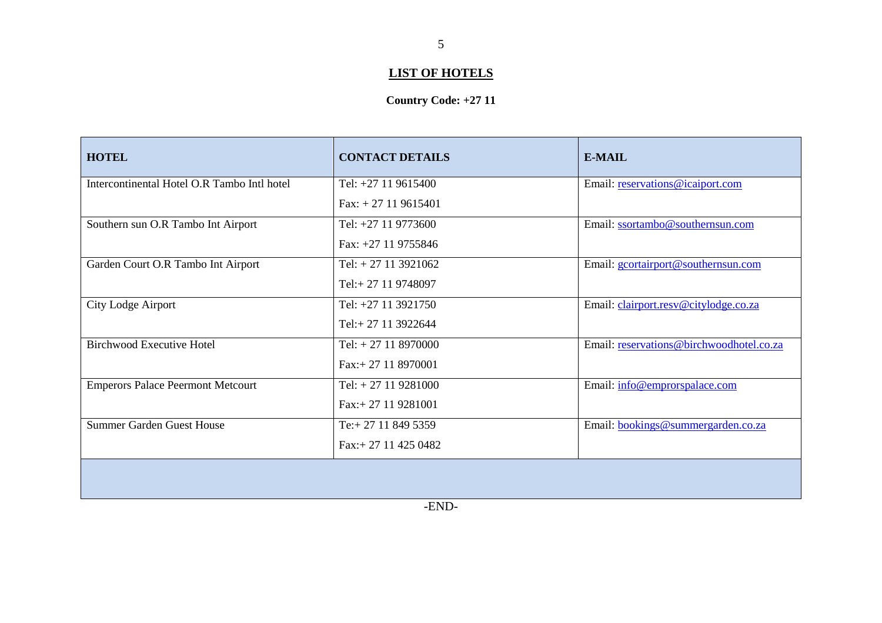## LIST OF HOTELS

**Country Code: +27 11**

| HOTEL | CONTACT DETAILS | E-MAIL |
|---|---|---|
| Intercontinental Hotel O.R Tambo Intl hotel | Tel: +27 11 9615400<br>Fax: + 27 11 9615401 | Email: reservations@icaiport.com |
| Southern sun O.R Tambo Int Airport | Tel: +27 11 9773600<br>Fax: +27 11 9755846 | Email: ssortambo@southernsun.com |
| Garden Court O.R Tambo Int Airport | Tel: + 27 11 3921062<br>Tel:+ 27 11 9748097 | Email: gcortairport@southernsun.com |
| City Lodge Airport | Tel: +27 11 3921750<br>Tel:+ 27 11 3922644 | Email: clairport.resv@citylodge.co.za |
| Birchwood Executive Hotel | Tel: + 27 11 8970000<br>Fax:+ 27 11 8970001 | Email: reservations@birchwoodhotel.co.za |
| Emperors Palace Peermont Metcourt | Tel: + 27 11 9281000<br>Fax:+ 27 11 9281001 | Email: info@emprorspalace.com |
| Summer Garden Guest House | Te:+ 27 11 849 5359<br>Fax:+ 27 11 425 0482 | Email: bookings@summergarden.co.za |
| | | |

-END-